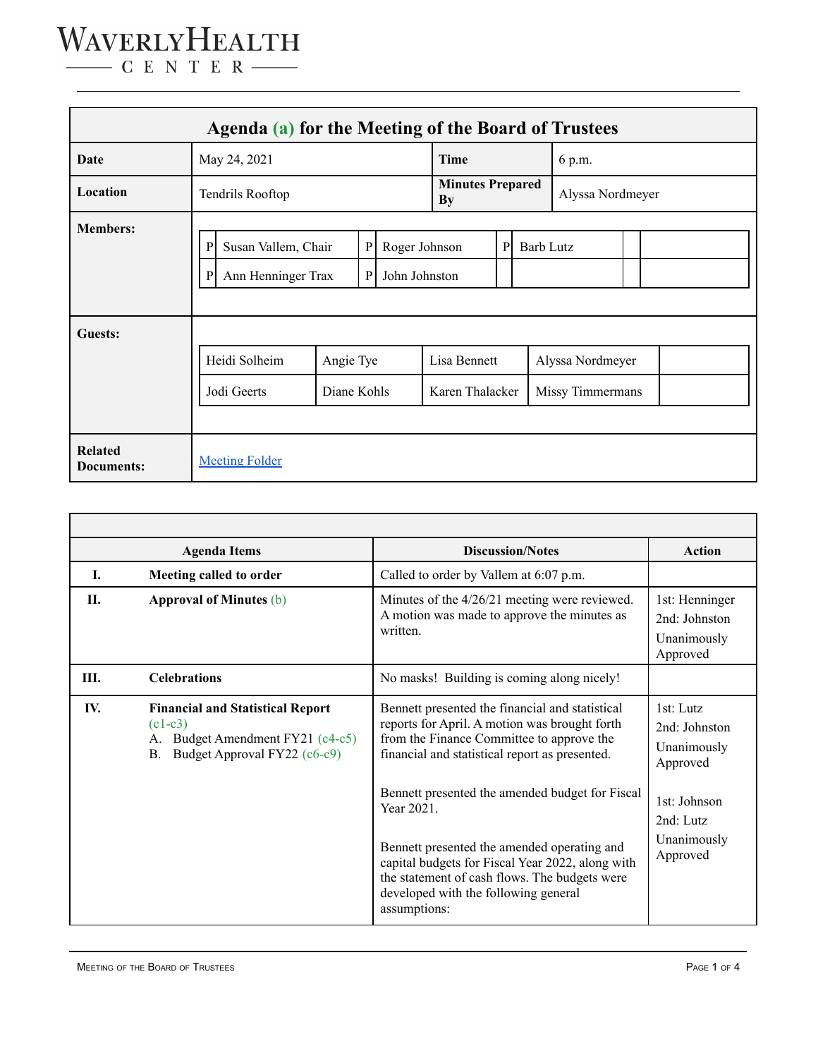# WAVERLY HEALTH CENTER

## Agenda (a) for the Meeting of the Board of Trustees

| | | | |
|---|---|---|---|
| **Date** | May 24, 2021 | **Time** | 6 p.m. |
| **Location** | Tendrils Rooftop | **Minutes Prepared By** | Alyssa Nordmeyer |

**Members:**

| | | | | | | | |
|---|---|---|---|---|---|---|---|
| P | Susan Vallem, Chair | P | Roger Johnson | P | Barb Lutz | | |
| P | Ann Henninger Trax | P | John Johnston | | | | |

**Guests:**

| | | | | |
|---|---|---|---|---|
| Heidi Solheim | Angie Tye | Lisa Bennett | Alyssa Nordmeyer | |
| Jodi Geerts | Diane Kohls | Karen Thalacker | Missy Timmermans | |

**Related Documents:** [Meeting Folder]

| | Agenda Items | Discussion/Notes | Action |
|---|---|---|---|
| **I.** | **Meeting called to order** | Called to order by Vallem at 6:07 p.m. | |
| **II.** | **Approval of Minutes** (b) | Minutes of the 4/26/21 meeting were reviewed. A motion was made to approve the minutes as written. | 1st: Henninger<br>2nd: Johnston<br>Unanimously Approved |
| **III.** | **Celebrations** | No masks! Building is coming along nicely! | |
| **IV.** | **Financial and Statistical Report** (c1-c3)<br>A. Budget Amendment FY21 (c4-c5)<br>B. Budget Approval FY22 (c6-c9) | Bennett presented the financial and statistical reports for April. A motion was brought forth from the Finance Committee to approve the financial and statistical report as presented.<br><br>Bennett presented the amended budget for Fiscal Year 2021.<br><br>Bennett presented the amended operating and capital budgets for Fiscal Year 2022, along with the statement of cash flows. The budgets were developed with the following general assumptions: | 1st: Lutz<br>2nd: Johnston<br>Unanimously Approved<br><br>1st: Johnson<br>2nd: Lutz<br>Unanimously Approved |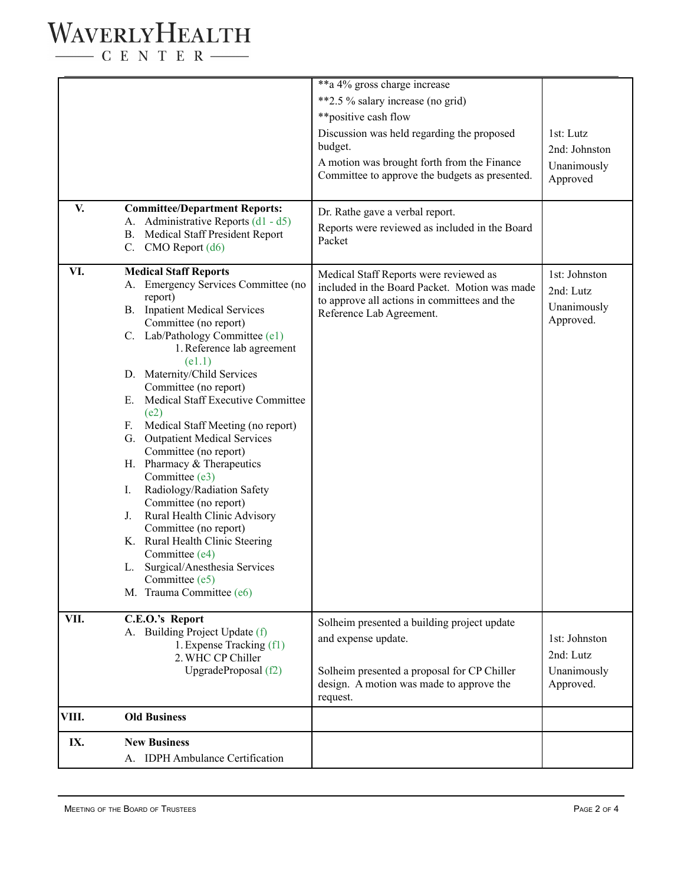| | | | |
|---|---|---|---|
| | | **a 4% gross charge increase<br>**2.5 % salary increase (no grid)<br>**positive cash flow<br>Discussion was held regarding the proposed budget.<br>A motion was brought forth from the Finance Committee to approve the budgets as presented. | 1st: Lutz<br>2nd: Johnston<br>Unanimously Approved |
| **V.** | **Committee/Department Reports:**<br>A. Administrative Reports (d1 - d5)<br>B. Medical Staff President Report<br>C. CMO Report (d6) | Dr. Rathe gave a verbal report.<br>Reports were reviewed as included in the Board Packet | |
| **VI.** | **Medical Staff Reports**<br>A. Emergency Services Committee (no report)<br>B. Inpatient Medical Services Committee (no report)<br>C. Lab/Pathology Committee (e1)<br>1. Reference lab agreement (e1.1)<br>D. Maternity/Child Services Committee (no report)<br>E. Medical Staff Executive Committee (e2)<br>F. Medical Staff Meeting (no report)<br>G. Outpatient Medical Services Committee (no report)<br>H. Pharmacy & Therapeutics Committee (e3)<br>I. Radiology/Radiation Safety Committee (no report)<br>J. Rural Health Clinic Advisory Committee (no report)<br>K. Rural Health Clinic Steering Committee (e4)<br>L. Surgical/Anesthesia Services Committee (e5)<br>M. Trauma Committee (e6) | Medical Staff Reports were reviewed as included in the Board Packet. Motion was made to approve all actions in committees and the Reference Lab Agreement. | 1st: Johnston<br>2nd: Lutz<br>Unanimously Approved. |
| **VII.** | **C.E.O.'s Report**<br>A. Building Project Update (f)<br>1. Expense Tracking (f1)<br>2. WHC CP Chiller UpgradeProposal (f2) | Solheim presented a building project update and expense update.<br><br>Solheim presented a proposal for CP Chiller design. A motion was made to approve the request. | 1st: Johnston<br>2nd: Lutz<br>Unanimously Approved. |
| **VIII.** | **Old Business** | | |
| **IX.** | **New Business**<br>A. IDPH Ambulance Certification | | |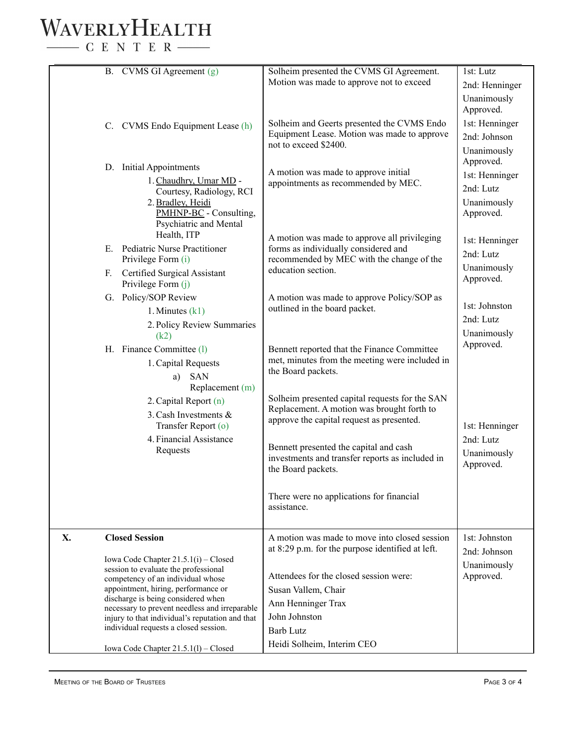| | | | |
|---|---|---|---|
| | B. CVMS GI Agreement (g) | Solheim presented the CVMS GI Agreement. Motion was made to approve not to exceed | 1st: Lutz<br>2nd: Henninger<br>Unanimously Approved. |
| | C. CVMS Endo Equipment Lease (h) | Solheim and Geerts presented the CVMS Endo Equipment Lease. Motion was made to approve not to exceed $2400. | 1st: Henninger<br>2nd: Johnson<br>Unanimously Approved. |
| | D. Initial Appointments<br>1. Chaudhry, Umar MD - Courtesy, Radiology, RCI<br>2. Bradley, Heidi PMHNP-BC - Consulting, Psychiatric and Mental Health, ITP | A motion was made to approve initial appointments as recommended by MEC. | 1st: Henninger<br>2nd: Lutz<br>Unanimously Approved. |
| | E. Pediatric Nurse Practitioner Privilege Form (i)<br>F. Certified Surgical Assistant Privilege Form (j) | A motion was made to approve all privileging forms as individually considered and recommended by MEC with the change of the education section. | 1st: Henninger<br>2nd: Lutz<br>Unanimously Approved. |
| | G. Policy/SOP Review<br>1. Minutes (k1)<br>2. Policy Review Summaries (k2) | A motion was made to approve Policy/SOP as outlined in the board packet. | 1st: Johnston<br>2nd: Lutz<br>Unanimously Approved. |
| | H. Finance Committee (l)<br>1. Capital Requests<br>a) SAN Replacement (m)<br>2. Capital Report (n)<br>3. Cash Investments & Transfer Report (o)<br>4. Financial Assistance Requests | Bennett reported that the Finance Committee met, minutes from the meeting were included in the Board packets.<br><br>Solheim presented capital requests for the SAN Replacement. A motion was brought forth to approve the capital request as presented.<br><br>Bennett presented the capital and cash investments and transfer reports as included in the Board packets.<br><br>There were no applications for financial assistance. | 1st: Henninger<br>2nd: Lutz<br>Unanimously Approved. |
| **X.** | **Closed Session**<br><br>Iowa Code Chapter 21.5.1(i) – Closed session to evaluate the professional competency of an individual whose appointment, hiring, performance or discharge is being considered when necessary to prevent needless and irreparable injury to that individual's reputation and that individual requests a closed session.<br><br>Iowa Code Chapter 21.5.1(l) – Closed | A motion was made to move into closed session at 8:29 p.m. for the purpose identified at left.<br><br>Attendees for the closed session were:<br>Susan Vallem, Chair<br>Ann Henninger Trax<br>John Johnston<br>Barb Lutz<br>Heidi Solheim, Interim CEO | 1st: Johnston<br>2nd: Johnson<br>Unanimously Approved. |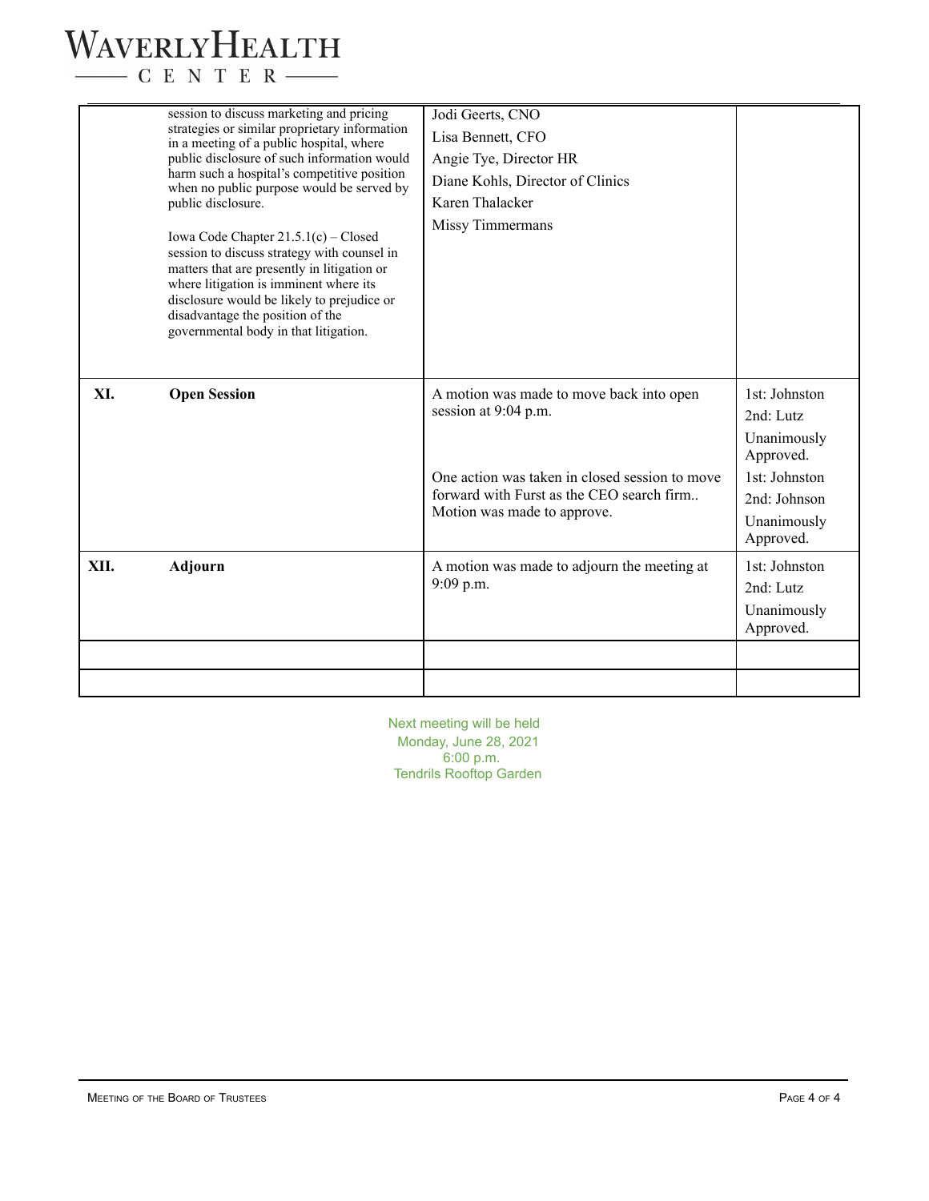| | | | |
|---|---|---|---|
| | session to discuss marketing and pricing strategies or similar proprietary information in a meeting of a public hospital, where public disclosure of such information would harm such a hospital's competitive position when no public purpose would be served by public disclosure.<br><br>Iowa Code Chapter 21.5.1(c) – Closed session to discuss strategy with counsel in matters that are presently in litigation or where litigation is imminent where its disclosure would be likely to prejudice or disadvantage the position of the governmental body in that litigation. | Jodi Geerts, CNO<br>Lisa Bennett, CFO<br>Angie Tye, Director HR<br>Diane Kohls, Director of Clinics<br>Karen Thalacker<br>Missy Timmermans | |
| **XI.** | **Open Session** | A motion was made to move back into open session at 9:04 p.m.<br><br>One action was taken in closed session to move forward with Furst as the CEO search firm.. Motion was made to approve. | 1st: Johnston<br>2nd: Lutz<br>Unanimously Approved.<br>1st: Johnston<br>2nd: Johnson<br>Unanimously Approved. |
| **XII.** | **Adjourn** | A motion was made to adjourn the meeting at 9:09 p.m. | 1st: Johnston<br>2nd: Lutz<br>Unanimously Approved. |
| | | | |
| | | | |

Next meeting will be held
Monday, June 28, 2021
6:00 p.m.
Tendrils Rooftop Garden